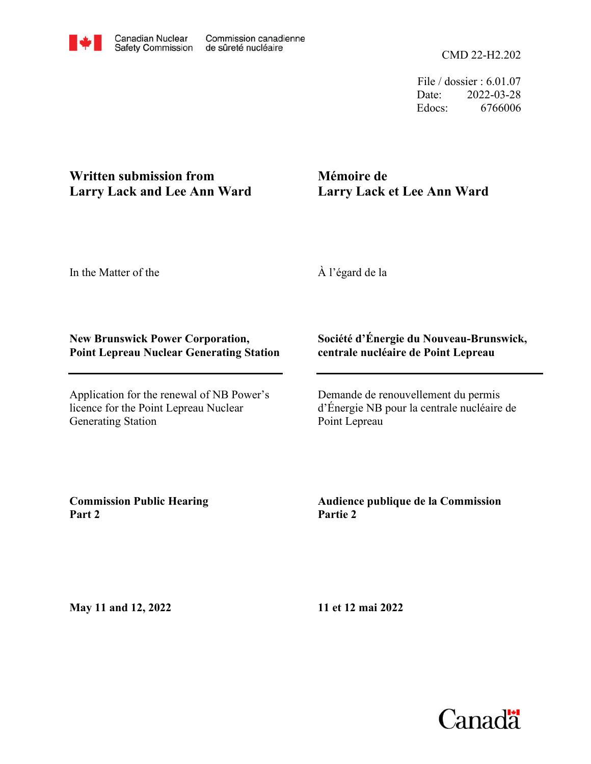Canadian Nuclear Safety Commission | Commission canadienne de sûreté nucléaire

CMD 22-H2.202

File / dossier : 6.01.07
Date: 2022-03-28
Edocs: 6766006

**Written submission from Larry Lack and Lee Ann Ward**

**Mémoire de Larry Lack et Lee Ann Ward**

In the Matter of the

À l'égard de la

**New Brunswick Power Corporation, Point Lepreau Nuclear Generating Station**

**Société d'Énergie du Nouveau-Brunswick, centrale nucléaire de Point Lepreau**

Application for the renewal of NB Power's licence for the Point Lepreau Nuclear Generating Station

Demande de renouvellement du permis d'Énergie NB pour la centrale nucléaire de Point Lepreau

**Commission Public Hearing Part 2**

**Audience publique de la Commission Partie 2**

**May 11 and 12, 2022**

**11 et 12 mai 2022**

Canada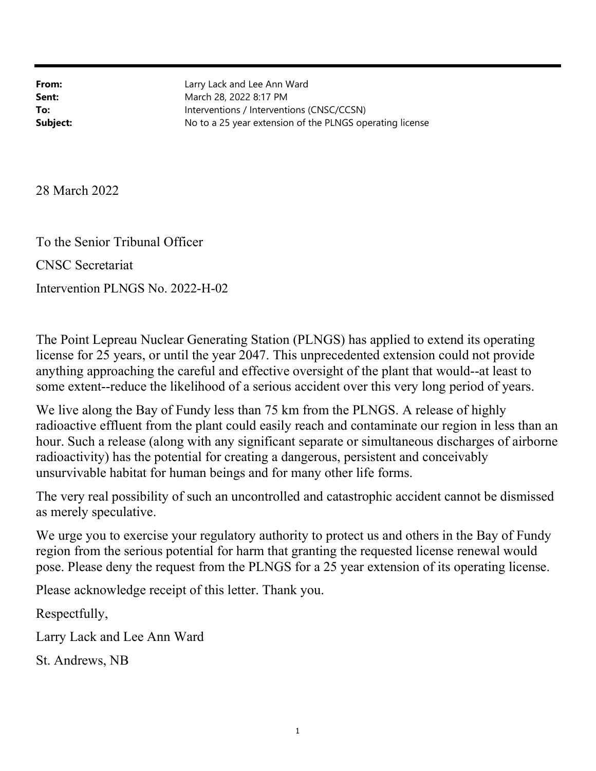**From:** Larry Lack and Lee Ann Ward
**Sent:** March 28, 2022 8:17 PM
**To:** Interventions / Interventions (CNSC/CCSN)
**Subject:** No to a 25 year extension of the PLNGS operating license

28 March 2022

To the Senior Tribunal Officer

CNSC Secretariat

Intervention PLNGS No. 2022-H-02

The Point Lepreau Nuclear Generating Station (PLNGS) has applied to extend its operating license for 25 years, or until the year 2047. This unprecedented extension could not provide anything approaching the careful and effective oversight of the plant that would--at least to some extent--reduce the likelihood of a serious accident over this very long period of years.

We live along the Bay of Fundy less than 75 km from the PLNGS. A release of highly radioactive effluent from the plant could easily reach and contaminate our region in less than an hour. Such a release (along with any significant separate or simultaneous discharges of airborne radioactivity) has the potential for creating a dangerous, persistent and conceivably unsurvivable habitat for human beings and for many other life forms.

The very real possibility of such an uncontrolled and catastrophic accident cannot be dismissed as merely speculative.

We urge you to exercise your regulatory authority to protect us and others in the Bay of Fundy region from the serious potential for harm that granting the requested license renewal would pose. Please deny the request from the PLNGS for a 25 year extension of its operating license.

Please acknowledge receipt of this letter. Thank you.

Respectfully,

Larry Lack and Lee Ann Ward

St. Andrews, NB